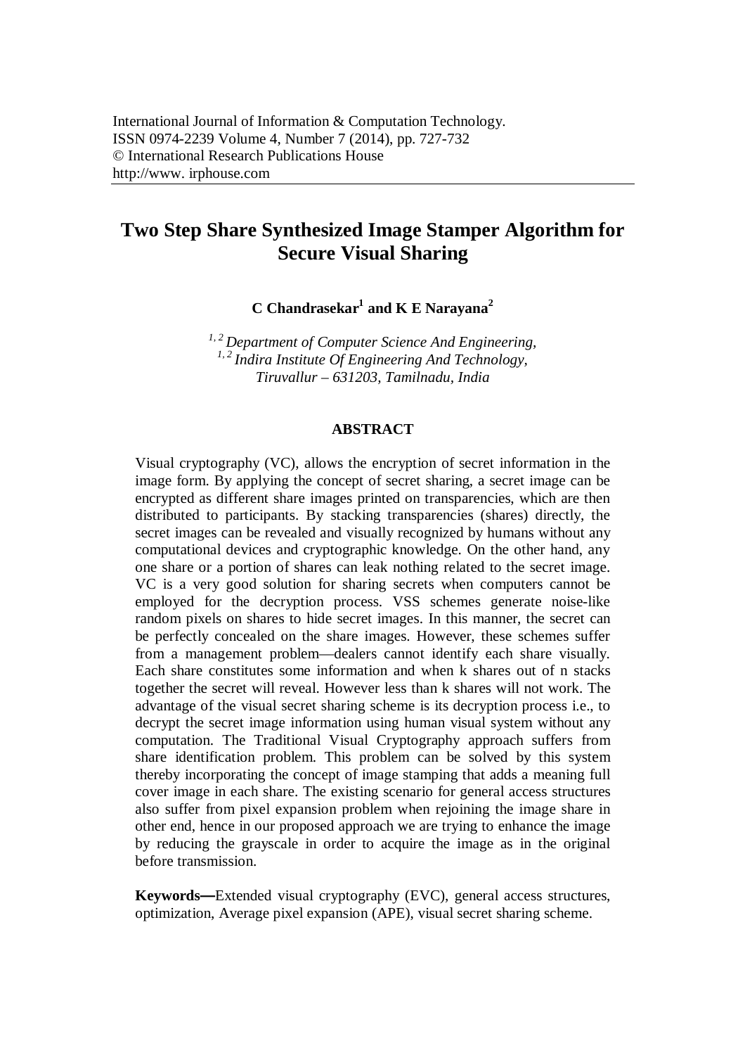International Journal of Information & Computation Technology.
ISSN 0974-2239 Volume 4, Number 7 (2014), pp. 727-732
© International Research Publications House
http://www. irphouse.com

# Two Step Share Synthesized Image Stamper Algorithm for Secure Visual Sharing

**C Chandrasekar[1] and K E Narayana[2]**

*[1, 2] Department of Computer Science And Engineering,*
*[1, 2] Indira Institute Of Engineering And Technology,*
*Tiruvallur – 631203, Tamilnadu, India*

## ABSTRACT

Visual cryptography (VC), allows the encryption of secret information in the image form. By applying the concept of secret sharing, a secret image can be encrypted as different share images printed on transparencies, which are then distributed to participants. By stacking transparencies (shares) directly, the secret images can be revealed and visually recognized by humans without any computational devices and cryptographic knowledge. On the other hand, any one share or a portion of shares can leak nothing related to the secret image. VC is a very good solution for sharing secrets when computers cannot be employed for the decryption process. VSS schemes generate noise-like random pixels on shares to hide secret images. In this manner, the secret can be perfectly concealed on the share images. However, these schemes suffer from a management problem—dealers cannot identify each share visually. Each share constitutes some information and when k shares out of n stacks together the secret will reveal. However less than k shares will not work. The advantage of the visual secret sharing scheme is its decryption process i.e., to decrypt the secret image information using human visual system without any computation. The Traditional Visual Cryptography approach suffers from share identification problem. This problem can be solved by this system thereby incorporating the concept of image stamping that adds a meaning full cover image in each share. The existing scenario for general access structures also suffer from pixel expansion problem when rejoining the image share in other end, hence in our proposed approach we are trying to enhance the image by reducing the grayscale in order to acquire the image as in the original before transmission.

**Keywords—**Extended visual cryptography (EVC), general access structures, optimization, Average pixel expansion (APE), visual secret sharing scheme.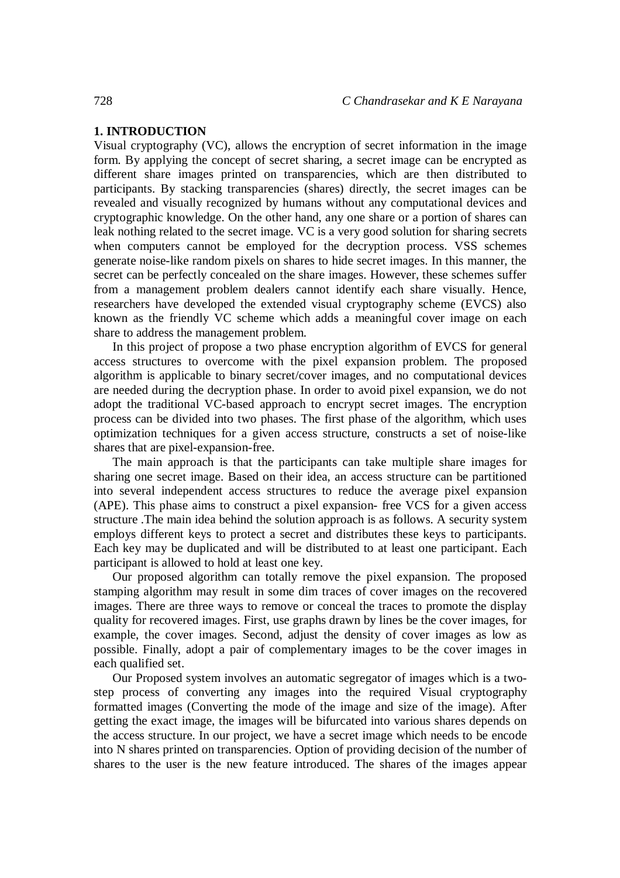## 1. INTRODUCTION

Visual cryptography (VC), allows the encryption of secret information in the image form. By applying the concept of secret sharing, a secret image can be encrypted as different share images printed on transparencies, which are then distributed to participants. By stacking transparencies (shares) directly, the secret images can be revealed and visually recognized by humans without any computational devices and cryptographic knowledge. On the other hand, any one share or a portion of shares can leak nothing related to the secret image. VC is a very good solution for sharing secrets when computers cannot be employed for the decryption process. VSS schemes generate noise-like random pixels on shares to hide secret images. In this manner, the secret can be perfectly concealed on the share images. However, these schemes suffer from a management problem dealers cannot identify each share visually. Hence, researchers have developed the extended visual cryptography scheme (EVCS) also known as the friendly VC scheme which adds a meaningful cover image on each share to address the management problem.

In this project of propose a two phase encryption algorithm of EVCS for general access structures to overcome with the pixel expansion problem. The proposed algorithm is applicable to binary secret/cover images, and no computational devices are needed during the decryption phase. In order to avoid pixel expansion, we do not adopt the traditional VC-based approach to encrypt secret images. The encryption process can be divided into two phases. The first phase of the algorithm, which uses optimization techniques for a given access structure, constructs a set of noise-like shares that are pixel-expansion-free.

The main approach is that the participants can take multiple share images for sharing one secret image. Based on their idea, an access structure can be partitioned into several independent access structures to reduce the average pixel expansion (APE). This phase aims to construct a pixel expansion- free VCS for a given access structure .The main idea behind the solution approach is as follows. A security system employs different keys to protect a secret and distributes these keys to participants. Each key may be duplicated and will be distributed to at least one participant. Each participant is allowed to hold at least one key.

Our proposed algorithm can totally remove the pixel expansion. The proposed stamping algorithm may result in some dim traces of cover images on the recovered images. There are three ways to remove or conceal the traces to promote the display quality for recovered images. First, use graphs drawn by lines be the cover images, for example, the cover images. Second, adjust the density of cover images as low as possible. Finally, adopt a pair of complementary images to be the cover images in each qualified set.

Our Proposed system involves an automatic segregator of images which is a two-step process of converting any images into the required Visual cryptography formatted images (Converting the mode of the image and size of the image). After getting the exact image, the images will be bifurcated into various shares depends on the access structure. In our project, we have a secret image which needs to be encode into N shares printed on transparencies. Option of providing decision of the number of shares to the user is the new feature introduced. The shares of the images appear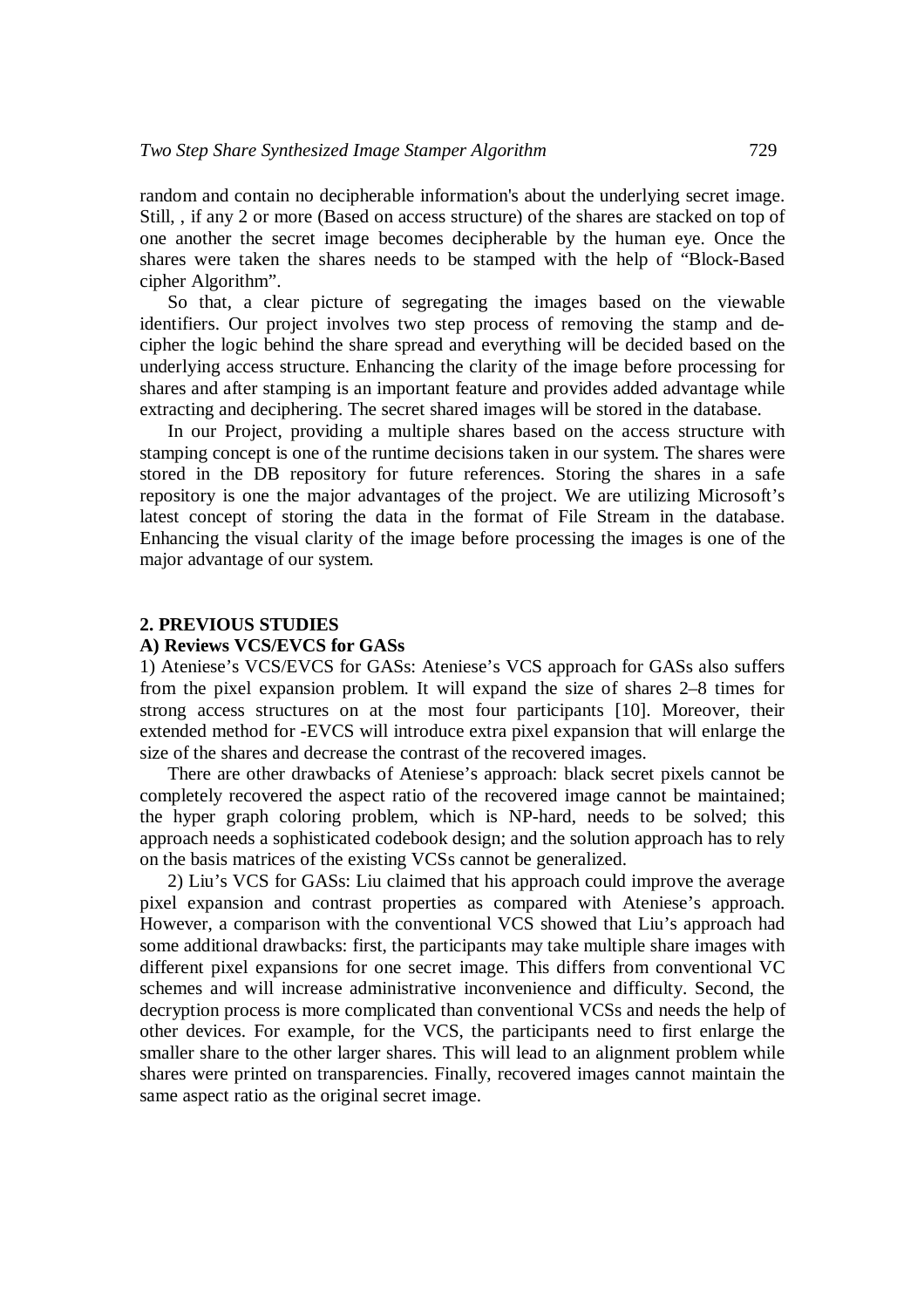random and contain no decipherable information's about the underlying secret image. Still, , if any 2 or more (Based on access structure) of the shares are stacked on top of one another the secret image becomes decipherable by the human eye. Once the shares were taken the shares needs to be stamped with the help of "Block-Based cipher Algorithm".

So that, a clear picture of segregating the images based on the viewable identifiers. Our project involves two step process of removing the stamp and decipher the logic behind the share spread and everything will be decided based on the underlying access structure. Enhancing the clarity of the image before processing for shares and after stamping is an important feature and provides added advantage while extracting and deciphering. The secret shared images will be stored in the database.

In our Project, providing a multiple shares based on the access structure with stamping concept is one of the runtime decisions taken in our system. The shares were stored in the DB repository for future references. Storing the shares in a safe repository is one the major advantages of the project. We are utilizing Microsoft's latest concept of storing the data in the format of File Stream in the database. Enhancing the visual clarity of the image before processing the images is one of the major advantage of our system.

## 2. PREVIOUS STUDIES

### A) Reviews VCS/EVCS for GASs

1) Ateniese's VCS/EVCS for GASs: Ateniese's VCS approach for GASs also suffers from the pixel expansion problem. It will expand the size of shares 2–8 times for strong access structures on at the most four participants [10]. Moreover, their extended method for -EVCS will introduce extra pixel expansion that will enlarge the size of the shares and decrease the contrast of the recovered images.

There are other drawbacks of Ateniese's approach: black secret pixels cannot be completely recovered the aspect ratio of the recovered image cannot be maintained; the hyper graph coloring problem, which is NP-hard, needs to be solved; this approach needs a sophisticated codebook design; and the solution approach has to rely on the basis matrices of the existing VCSs cannot be generalized.

2) Liu's VCS for GASs: Liu claimed that his approach could improve the average pixel expansion and contrast properties as compared with Ateniese's approach. However, a comparison with the conventional VCS showed that Liu's approach had some additional drawbacks: first, the participants may take multiple share images with different pixel expansions for one secret image. This differs from conventional VC schemes and will increase administrative inconvenience and difficulty. Second, the decryption process is more complicated than conventional VCSs and needs the help of other devices. For example, for the VCS, the participants need to first enlarge the smaller share to the other larger shares. This will lead to an alignment problem while shares were printed on transparencies. Finally, recovered images cannot maintain the same aspect ratio as the original secret image.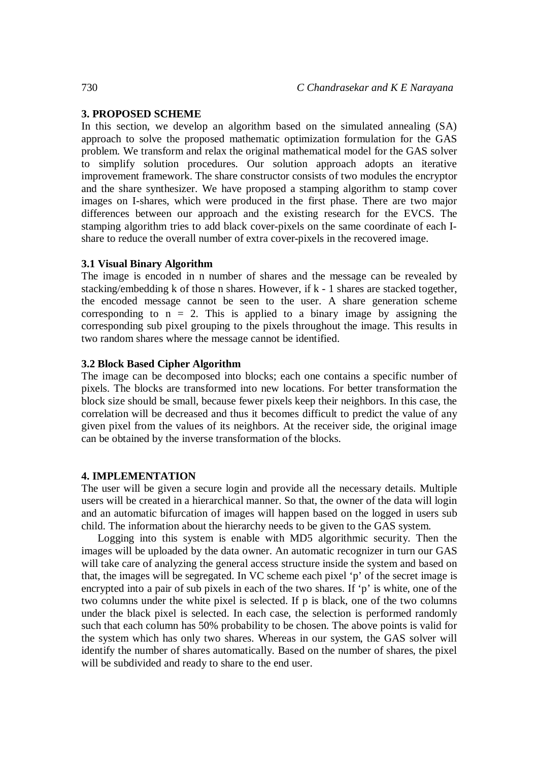## 3. PROPOSED SCHEME

In this section, we develop an algorithm based on the simulated annealing (SA) approach to solve the proposed mathematic optimization formulation for the GAS problem. We transform and relax the original mathematical model for the GAS solver to simplify solution procedures. Our solution approach adopts an iterative improvement framework. The share constructor consists of two modules the encryptor and the share synthesizer. We have proposed a stamping algorithm to stamp cover images on I-shares, which were produced in the first phase. There are two major differences between our approach and the existing research for the EVCS. The stamping algorithm tries to add black cover-pixels on the same coordinate of each I-share to reduce the overall number of extra cover-pixels in the recovered image.

### 3.1 Visual Binary Algorithm

The image is encoded in n number of shares and the message can be revealed by stacking/embedding k of those n shares. However, if k - 1 shares are stacked together, the encoded message cannot be seen to the user. A share generation scheme corresponding to n = 2. This is applied to a binary image by assigning the corresponding sub pixel grouping to the pixels throughout the image. This results in two random shares where the message cannot be identified.

### 3.2 Block Based Cipher Algorithm

The image can be decomposed into blocks; each one contains a specific number of pixels. The blocks are transformed into new locations. For better transformation the block size should be small, because fewer pixels keep their neighbors. In this case, the correlation will be decreased and thus it becomes difficult to predict the value of any given pixel from the values of its neighbors. At the receiver side, the original image can be obtained by the inverse transformation of the blocks.

## 4. IMPLEMENTATION

The user will be given a secure login and provide all the necessary details. Multiple users will be created in a hierarchical manner. So that, the owner of the data will login and an automatic bifurcation of images will happen based on the logged in users sub child. The information about the hierarchy needs to be given to the GAS system.

Logging into this system is enable with MD5 algorithmic security. Then the images will be uploaded by the data owner. An automatic recognizer in turn our GAS will take care of analyzing the general access structure inside the system and based on that, the images will be segregated. In VC scheme each pixel 'p' of the secret image is encrypted into a pair of sub pixels in each of the two shares. If 'p' is white, one of the two columns under the white pixel is selected. If p is black, one of the two columns under the black pixel is selected. In each case, the selection is performed randomly such that each column has 50% probability to be chosen. The above points is valid for the system which has only two shares. Whereas in our system, the GAS solver will identify the number of shares automatically. Based on the number of shares, the pixel will be subdivided and ready to share to the end user.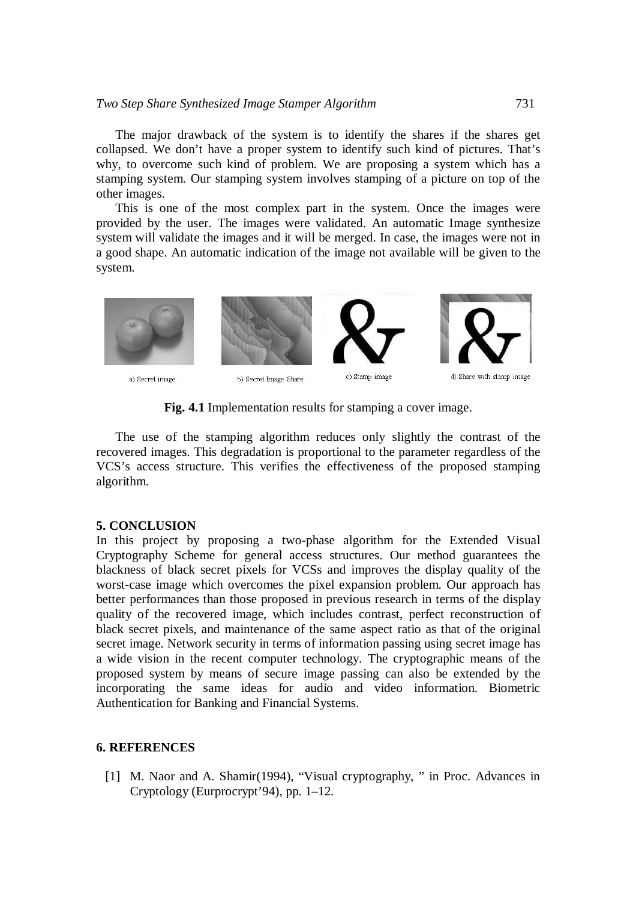The major drawback of the system is to identify the shares if the shares get collapsed. We don't have a proper system to identify such kind of pictures. That's why, to overcome such kind of problem. We are proposing a system which has a stamping system. Our stamping system involves stamping of a picture on top of the other images.

This is one of the most complex part in the system. Once the images were provided by the user. The images were validated. An automatic Image synthesize system will validate the images and it will be merged. In case, the images were not in a good shape. An automatic indication of the image not available will be given to the system.

a) Secret image b) Secret Image Share c) Stamp image d) Share with stamp image

**Fig. 4.1** Implementation results for stamping a cover image.

The use of the stamping algorithm reduces only slightly the contrast of the recovered images. This degradation is proportional to the parameter regardless of the VCS's access structure. This verifies the effectiveness of the proposed stamping algorithm.

## 5. CONCLUSION

In this project by proposing a two-phase algorithm for the Extended Visual Cryptography Scheme for general access structures. Our method guarantees the blackness of black secret pixels for VCSs and improves the display quality of the worst-case image which overcomes the pixel expansion problem. Our approach has better performances than those proposed in previous research in terms of the display quality of the recovered image, which includes contrast, perfect reconstruction of black secret pixels, and maintenance of the same aspect ratio as that of the original secret image. Network security in terms of information passing using secret image has a wide vision in the recent computer technology. The cryptographic means of the proposed system by means of secure image passing can also be extended by the incorporating the same ideas for audio and video information. Biometric Authentication for Banking and Financial Systems.

## 6. REFERENCES

[1] M. Naor and A. Shamir(1994), "Visual cryptography, " in Proc. Advances in Cryptology (Eurprocrypt'94), pp. 1–12.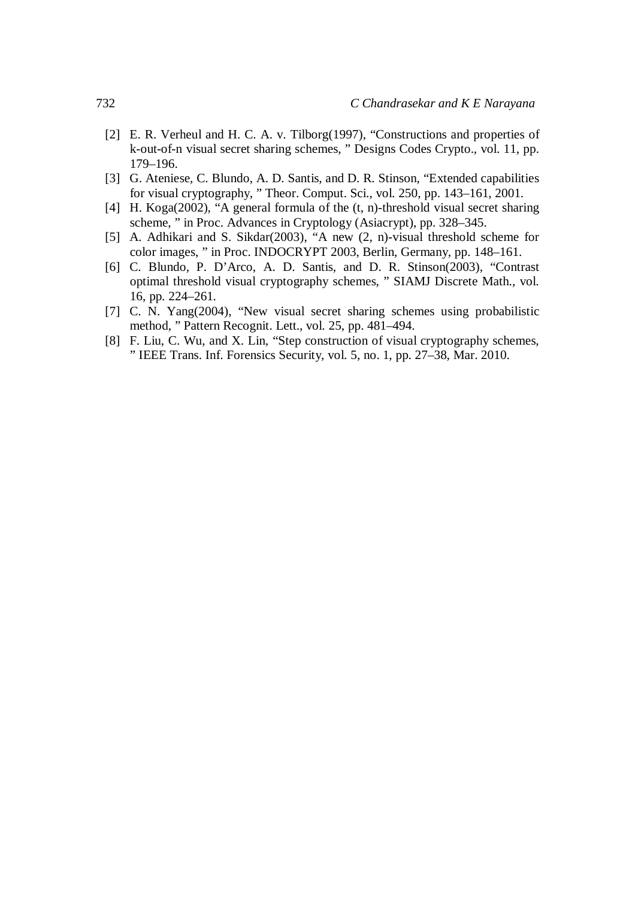[2] E. R. Verheul and H. C. A. v. Tilborg(1997), "Constructions and properties of k-out-of-n visual secret sharing schemes, " Designs Codes Crypto., vol. 11, pp. 179–196.

[3] G. Ateniese, C. Blundo, A. D. Santis, and D. R. Stinson, "Extended capabilities for visual cryptography, " Theor. Comput. Sci., vol. 250, pp. 143–161, 2001.

[4] H. Koga(2002), "A general formula of the (t, n)-threshold visual secret sharing scheme, " in Proc. Advances in Cryptology (Asiacrypt), pp. 328–345.

[5] A. Adhikari and S. Sikdar(2003), "A new (2, n)-visual threshold scheme for color images, " in Proc. INDOCRYPT 2003, Berlin, Germany, pp. 148–161.

[6] C. Blundo, P. D'Arco, A. D. Santis, and D. R. Stinson(2003), "Contrast optimal threshold visual cryptography schemes, " SIAMJ Discrete Math., vol. 16, pp. 224–261.

[7] C. N. Yang(2004), "New visual secret sharing schemes using probabilistic method, " Pattern Recognit. Lett., vol. 25, pp. 481–494.

[8] F. Liu, C. Wu, and X. Lin, "Step construction of visual cryptography schemes, " IEEE Trans. Inf. Forensics Security, vol. 5, no. 1, pp. 27–38, Mar. 2010.